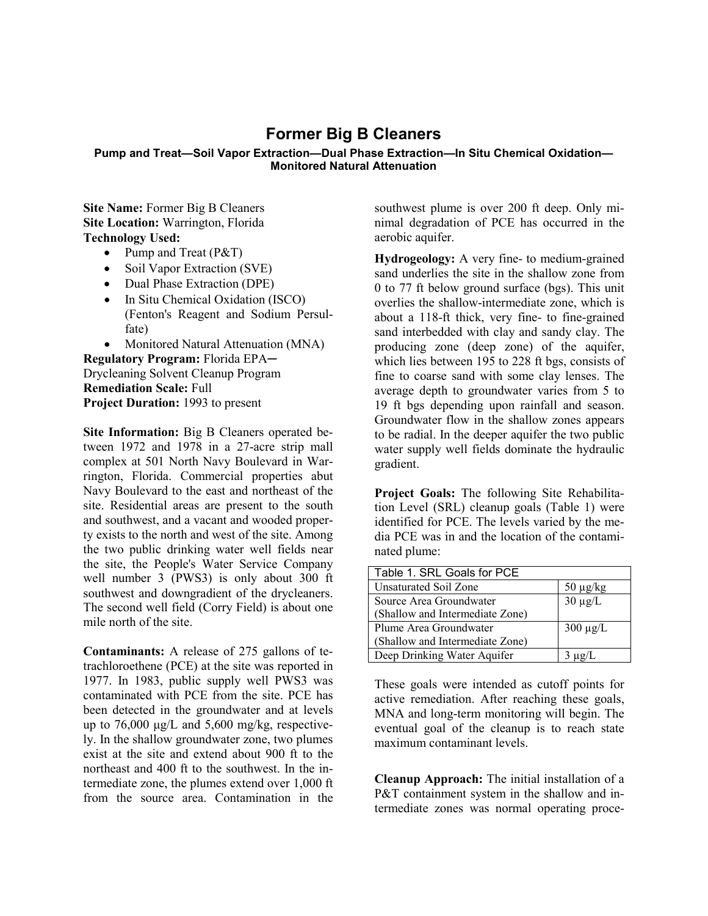# Former Big B Cleaners

**Pump and Treat—Soil Vapor Extraction—Dual Phase Extraction—In Situ Chemical Oxidation—Monitored Natural Attenuation**

**Site Name:** Former Big B Cleaners
**Site Location:** Warrington, Florida
**Technology Used:**

- Pump and Treat (P&T)
- Soil Vapor Extraction (SVE)
- Dual Phase Extraction (DPE)
- In Situ Chemical Oxidation (ISCO) (Fenton's Reagent and Sodium Persulfate)
- Monitored Natural Attenuation (MNA)

**Regulatory Program:** Florida EPA─ Drycleaning Solvent Cleanup Program
**Remediation Scale:** Full
**Project Duration:** 1993 to present

**Site Information:** Big B Cleaners operated between 1972 and 1978 in a 27-acre strip mall complex at 501 North Navy Boulevard in Warrington, Florida. Commercial properties abut Navy Boulevard to the east and northeast of the site. Residential areas are present to the south and southwest, and a vacant and wooded property exists to the north and west of the site. Among the two public drinking water well fields near the site, the People's Water Service Company well number 3 (PWS3) is only about 300 ft southwest and downgradient of the drycleaners. The second well field (Corry Field) is about one mile north of the site.

**Contaminants:** A release of 275 gallons of tetrachloroethene (PCE) at the site was reported in 1977. In 1983, public supply well PWS3 was contaminated with PCE from the site. PCE has been detected in the groundwater and at levels up to 76,000 µg/L and 5,600 mg/kg, respectively. In the shallow groundwater zone, two plumes exist at the site and extend about 900 ft to the northeast and 400 ft to the southwest. In the intermediate zone, the plumes extend over 1,000 ft from the source area. Contamination in the southwest plume is over 200 ft deep. Only minimal degradation of PCE has occurred in the aerobic aquifer.

**Hydrogeology:** A very fine- to medium-grained sand underlies the site in the shallow zone from 0 to 77 ft below ground surface (bgs). This unit overlies the shallow-intermediate zone, which is about a 118-ft thick, very fine- to fine-grained sand interbedded with clay and sandy clay. The producing zone (deep zone) of the aquifer, which lies between 195 to 228 ft bgs, consists of fine to coarse sand with some clay lenses. The average depth to groundwater varies from 5 to 19 ft bgs depending upon rainfall and season. Groundwater flow in the shallow zones appears to be radial. In the deeper aquifer the two public water supply well fields dominate the hydraulic gradient.

**Project Goals:** The following Site Rehabilitation Level (SRL) cleanup goals (Table 1) were identified for PCE. The levels varied by the media PCE was in and the location of the contaminated plume:

| Table 1. SRL Goals for PCE | |
|---|---|
| Unsaturated Soil Zone | 50 µg/kg |
| Source Area Groundwater (Shallow and Intermediate Zone) | 30 µg/L |
| Plume Area Groundwater (Shallow and Intermediate Zone) | 300 µg/L |
| Deep Drinking Water Aquifer | 3 µg/L |

These goals were intended as cutoff points for active remediation. After reaching these goals, MNA and long-term monitoring will begin. The eventual goal of the cleanup is to reach state maximum contaminant levels.

**Cleanup Approach:** The initial installation of a P&T containment system in the shallow and intermediate zones was normal operating proce-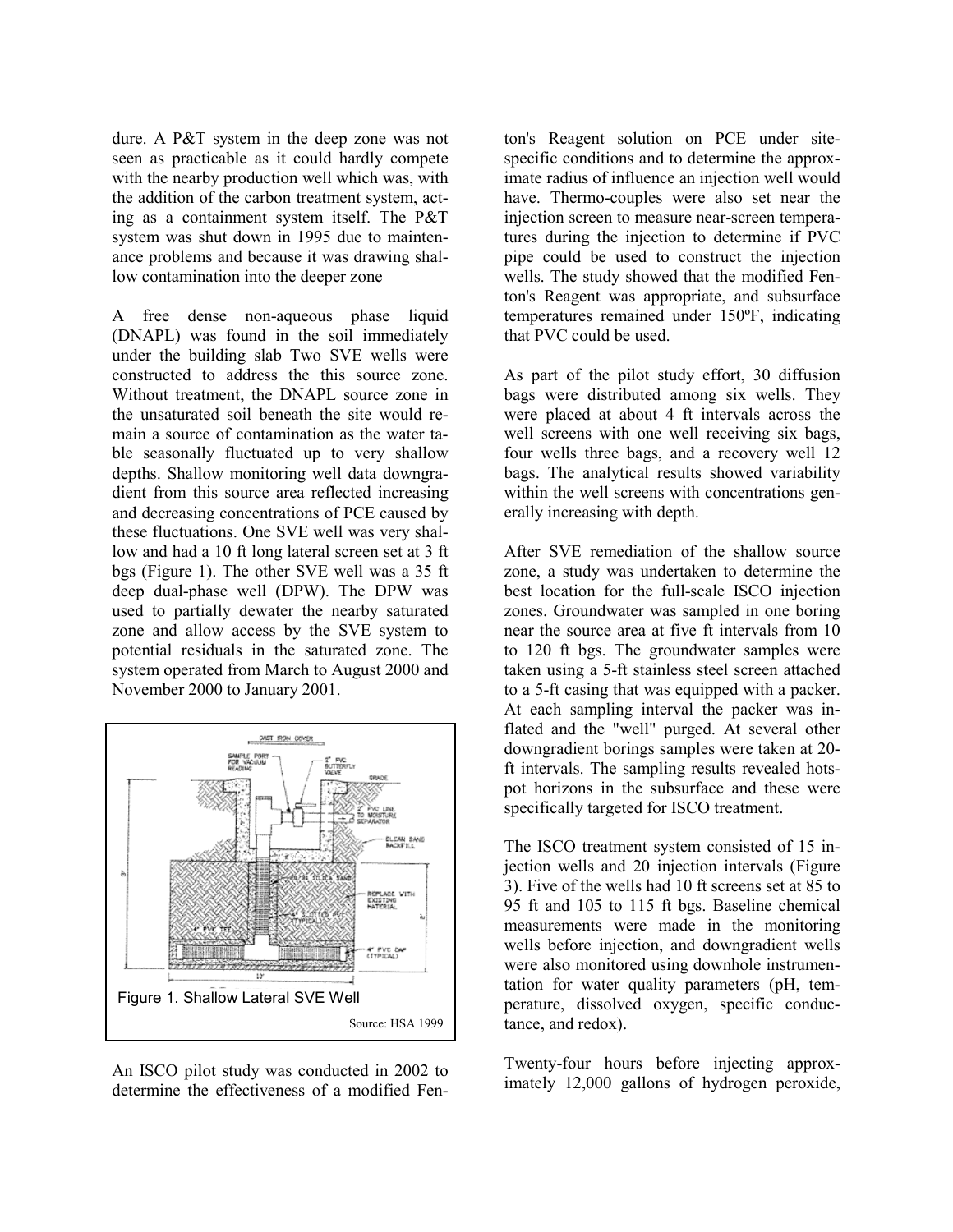dure. A P&T system in the deep zone was not seen as practicable as it could hardly compete with the nearby production well which was, with the addition of the carbon treatment system, acting as a containment system itself. The P&T system was shut down in 1995 due to maintenance problems and because it was drawing shallow contamination into the deeper zone

A free dense non-aqueous phase liquid (DNAPL) was found in the soil immediately under the building slab Two SVE wells were constructed to address the this source zone. Without treatment, the DNAPL source zone in the unsaturated soil beneath the site would remain a source of contamination as the water table seasonally fluctuated up to very shallow depths. Shallow monitoring well data downgradient from this source area reflected increasing and decreasing concentrations of PCE caused by these fluctuations. One SVE well was very shallow and had a 10 ft long lateral screen set at 3 ft bgs (Figure 1). The other SVE well was a 35 ft deep dual-phase well (DPW). The DPW was used to partially dewater the nearby saturated zone and allow access by the SVE system to potential residuals in the saturated zone. The system operated from March to August 2000 and November 2000 to January 2001.

Figure 1. Shallow Lateral SVE Well

Source: HSA 1999

An ISCO pilot study was conducted in 2002 to determine the effectiveness of a modified Fenton's Reagent solution on PCE under site-specific conditions and to determine the approximate radius of influence an injection well would have. Thermo-couples were also set near the injection screen to measure near-screen temperatures during the injection to determine if PVC pipe could be used to construct the injection wells. The study showed that the modified Fenton's Reagent was appropriate, and subsurface temperatures remained under 150ºF, indicating that PVC could be used.

As part of the pilot study effort, 30 diffusion bags were distributed among six wells. They were placed at about 4 ft intervals across the well screens with one well receiving six bags, four wells three bags, and a recovery well 12 bags. The analytical results showed variability within the well screens with concentrations generally increasing with depth.

After SVE remediation of the shallow source zone, a study was undertaken to determine the best location for the full-scale ISCO injection zones. Groundwater was sampled in one boring near the source area at five ft intervals from 10 to 120 ft bgs. The groundwater samples were taken using a 5-ft stainless steel screen attached to a 5-ft casing that was equipped with a packer. At each sampling interval the packer was inflated and the "well" purged. At several other downgradient borings samples were taken at 20-ft intervals. The sampling results revealed hotspot horizons in the subsurface and these were specifically targeted for ISCO treatment.

The ISCO treatment system consisted of 15 injection wells and 20 injection intervals (Figure 3). Five of the wells had 10 ft screens set at 85 to 95 ft and 105 to 115 ft bgs. Baseline chemical measurements were made in the monitoring wells before injection, and downgradient wells were also monitored using downhole instrumentation for water quality parameters (pH, temperature, dissolved oxygen, specific conductance, and redox).

Twenty-four hours before injecting approximately 12,000 gallons of hydrogen peroxide,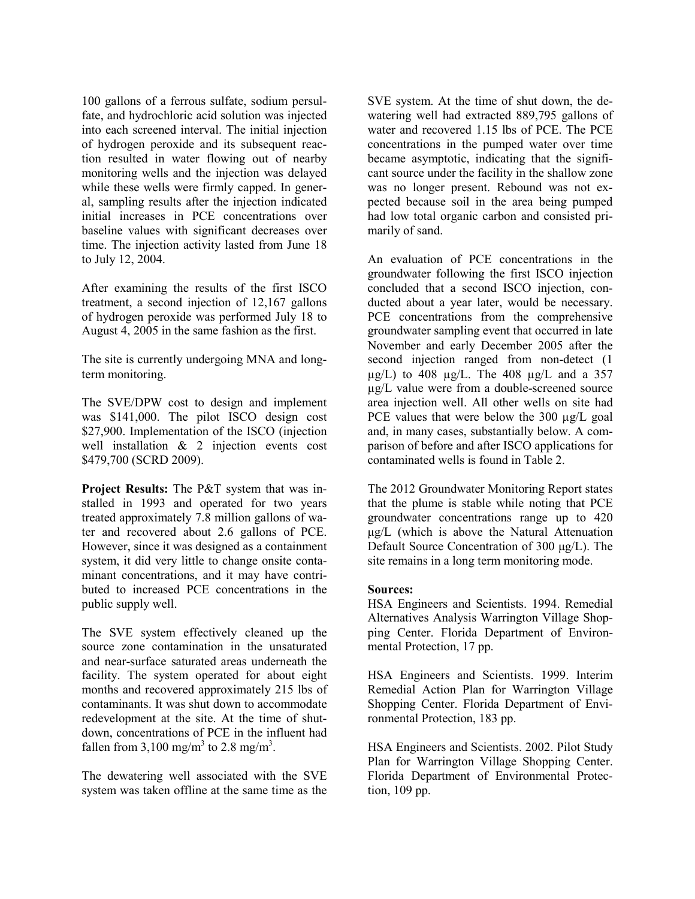100 gallons of a ferrous sulfate, sodium persulfate, and hydrochloric acid solution was injected into each screened interval. The initial injection of hydrogen peroxide and its subsequent reaction resulted in water flowing out of nearby monitoring wells and the injection was delayed while these wells were firmly capped. In general, sampling results after the injection indicated initial increases in PCE concentrations over baseline values with significant decreases over time. The injection activity lasted from June 18 to July 12, 2004.

After examining the results of the first ISCO treatment, a second injection of 12,167 gallons of hydrogen peroxide was performed July 18 to August 4, 2005 in the same fashion as the first.

The site is currently undergoing MNA and long-term monitoring.

The SVE/DPW cost to design and implement was \$141,000. The pilot ISCO design cost \$27,900. Implementation of the ISCO (injection well installation & 2 injection events cost \$479,700 (SCRD 2009).

**Project Results:** The P&T system that was installed in 1993 and operated for two years treated approximately 7.8 million gallons of water and recovered about 2.6 gallons of PCE. However, since it was designed as a containment system, it did very little to change onsite contaminant concentrations, and it may have contributed to increased PCE concentrations in the public supply well.

The SVE system effectively cleaned up the source zone contamination in the unsaturated and near-surface saturated areas underneath the facility. The system operated for about eight months and recovered approximately 215 lbs of contaminants. It was shut down to accommodate redevelopment at the site. At the time of shutdown, concentrations of PCE in the influent had fallen from 3,100 mg/m$^3$ to 2.8 mg/m$^3$.

The dewatering well associated with the SVE system was taken offline at the same time as the SVE system. At the time of shut down, the dewatering well had extracted 889,795 gallons of water and recovered 1.15 lbs of PCE. The PCE concentrations in the pumped water over time became asymptotic, indicating that the significant source under the facility in the shallow zone was no longer present. Rebound was not expected because soil in the area being pumped had low total organic carbon and consisted primarily of sand.

An evaluation of PCE concentrations in the groundwater following the first ISCO injection concluded that a second ISCO injection, conducted about a year later, would be necessary. PCE concentrations from the comprehensive groundwater sampling event that occurred in late November and early December 2005 after the second injection ranged from non-detect (1 µg/L) to 408 µg/L. The 408 µg/L and a 357 µg/L value were from a double-screened source area injection well. All other wells on site had PCE values that were below the 300 µg/L goal and, in many cases, substantially below. A comparison of before and after ISCO applications for contaminated wells is found in Table 2.

The 2012 Groundwater Monitoring Report states that the plume is stable while noting that PCE groundwater concentrations range up to 420 µg/L (which is above the Natural Attenuation Default Source Concentration of 300 µg/L). The site remains in a long term monitoring mode.

**Sources:**

HSA Engineers and Scientists. 1994. Remedial Alternatives Analysis Warrington Village Shopping Center. Florida Department of Environmental Protection, 17 pp.

HSA Engineers and Scientists. 1999. Interim Remedial Action Plan for Warrington Village Shopping Center. Florida Department of Environmental Protection, 183 pp.

HSA Engineers and Scientists. 2002. Pilot Study Plan for Warrington Village Shopping Center. Florida Department of Environmental Protection, 109 pp.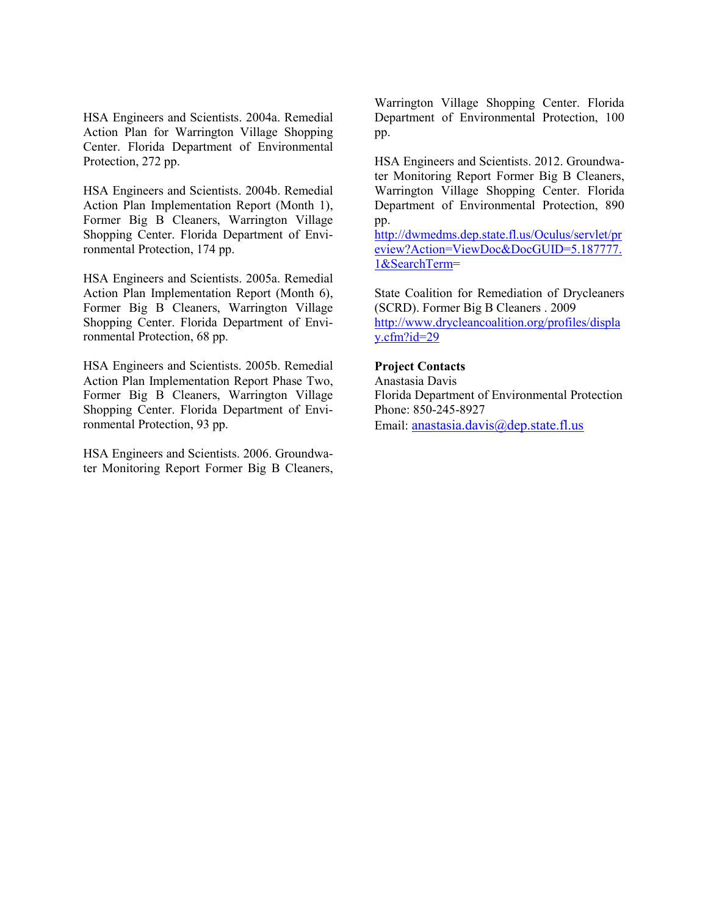HSA Engineers and Scientists. 2004a. Remedial Action Plan for Warrington Village Shopping Center. Florida Department of Environmental Protection, 272 pp.

HSA Engineers and Scientists. 2004b. Remedial Action Plan Implementation Report (Month 1), Former Big B Cleaners, Warrington Village Shopping Center. Florida Department of Environmental Protection, 174 pp.

HSA Engineers and Scientists. 2005a. Remedial Action Plan Implementation Report (Month 6), Former Big B Cleaners, Warrington Village Shopping Center. Florida Department of Environmental Protection, 68 pp.

HSA Engineers and Scientists. 2005b. Remedial Action Plan Implementation Report Phase Two, Former Big B Cleaners, Warrington Village Shopping Center. Florida Department of Environmental Protection, 93 pp.

HSA Engineers and Scientists. 2006. Groundwater Monitoring Report Former Big B Cleaners, Warrington Village Shopping Center. Florida Department of Environmental Protection, 100 pp.

HSA Engineers and Scientists. 2012. Groundwater Monitoring Report Former Big B Cleaners, Warrington Village Shopping Center. Florida Department of Environmental Protection, 890 pp. http://dwmedms.dep.state.fl.us/Oculus/servlet/preview?Action=ViewDoc&DocGUID=5.187777.1&SearchTerm=

State Coalition for Remediation of Drycleaners (SCRD). Former Big B Cleaners . 2009 http://www.drycleancoalition.org/profiles/display.cfm?id=29

**Project Contacts**
Anastasia Davis
Florida Department of Environmental Protection
Phone: 850-245-8927
Email: anastasia.davis@dep.state.fl.us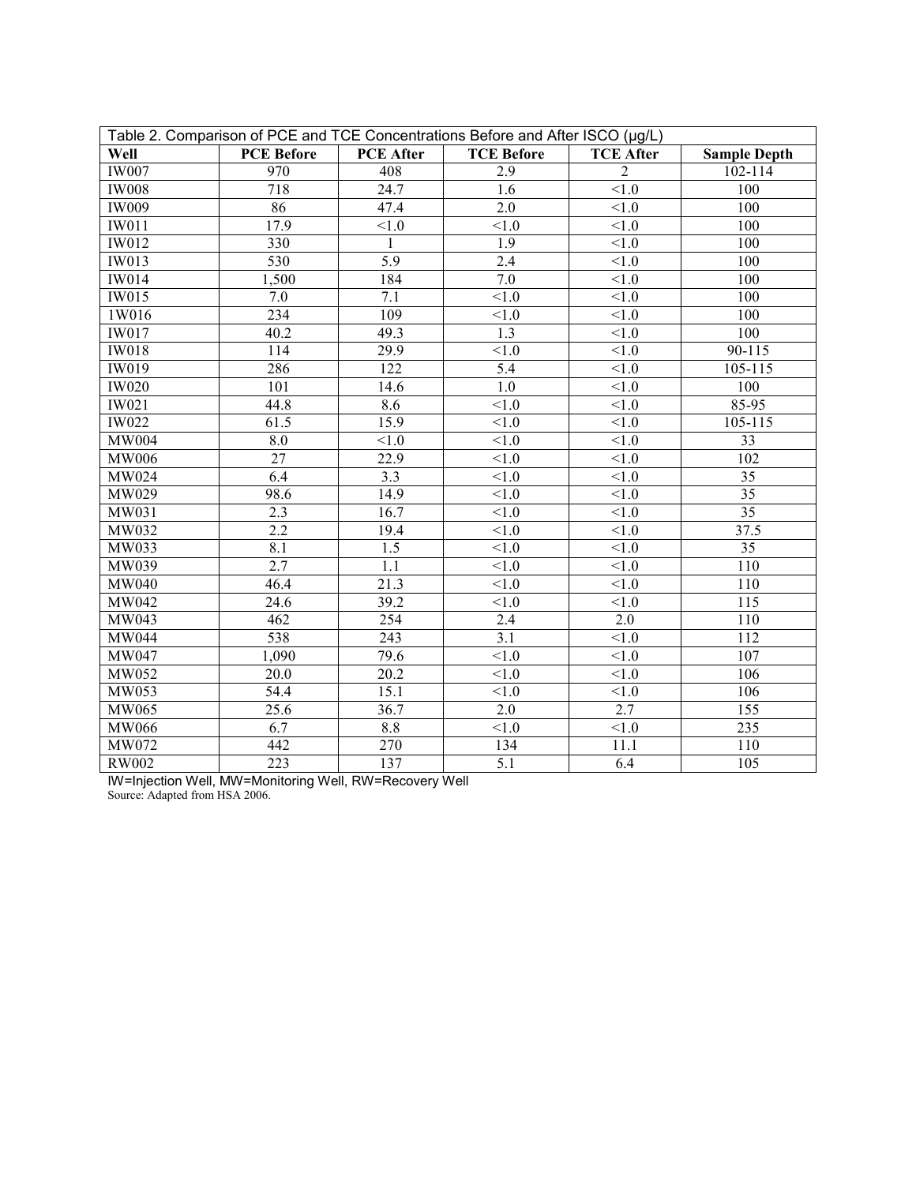Table 2. Comparison of PCE and TCE Concentrations Before and After ISCO (µg/L)

| Well | PCE Before | PCE After | TCE Before | TCE After | Sample Depth |
|---|---|---|---|---|---|
| IW007 | 970 | 408 | 2.9 | 2 | 102-114 |
| IW008 | 718 | 24.7 | 1.6 | <1.0 | 100 |
| IW009 | 86 | 47.4 | 2.0 | <1.0 | 100 |
| IW011 | 17.9 | <1.0 | <1.0 | <1.0 | 100 |
| IW012 | 330 | 1 | 1.9 | <1.0 | 100 |
| IW013 | 530 | 5.9 | 2.4 | <1.0 | 100 |
| IW014 | 1,500 | 184 | 7.0 | <1.0 | 100 |
| IW015 | 7.0 | 7.1 | <1.0 | <1.0 | 100 |
| 1W016 | 234 | 109 | <1.0 | <1.0 | 100 |
| IW017 | 40.2 | 49.3 | 1.3 | <1.0 | 100 |
| IW018 | 114 | 29.9 | <1.0 | <1.0 | 90-115 |
| IW019 | 286 | 122 | 5.4 | <1.0 | 105-115 |
| IW020 | 101 | 14.6 | 1.0 | <1.0 | 100 |
| IW021 | 44.8 | 8.6 | <1.0 | <1.0 | 85-95 |
| IW022 | 61.5 | 15.9 | <1.0 | <1.0 | 105-115 |
| MW004 | 8.0 | <1.0 | <1.0 | <1.0 | 33 |
| MW006 | 27 | 22.9 | <1.0 | <1.0 | 102 |
| MW024 | 6.4 | 3.3 | <1.0 | <1.0 | 35 |
| MW029 | 98.6 | 14.9 | <1.0 | <1.0 | 35 |
| MW031 | 2.3 | 16.7 | <1.0 | <1.0 | 35 |
| MW032 | 2.2 | 19.4 | <1.0 | <1.0 | 37.5 |
| MW033 | 8.1 | 1.5 | <1.0 | <1.0 | 35 |
| MW039 | 2.7 | 1.1 | <1.0 | <1.0 | 110 |
| MW040 | 46.4 | 21.3 | <1.0 | <1.0 | 110 |
| MW042 | 24.6 | 39.2 | <1.0 | <1.0 | 115 |
| MW043 | 462 | 254 | 2.4 | 2.0 | 110 |
| MW044 | 538 | 243 | 3.1 | <1.0 | 112 |
| MW047 | 1,090 | 79.6 | <1.0 | <1.0 | 107 |
| MW052 | 20.0 | 20.2 | <1.0 | <1.0 | 106 |
| MW053 | 54.4 | 15.1 | <1.0 | <1.0 | 106 |
| MW065 | 25.6 | 36.7 | 2.0 | 2.7 | 155 |
| MW066 | 6.7 | 8.8 | <1.0 | <1.0 | 235 |
| MW072 | 442 | 270 | 134 | 11.1 | 110 |
| RW002 | 223 | 137 | 5.1 | 6.4 | 105 |

IW=Injection Well, MW=Monitoring Well, RW=Recovery Well

Source: Adapted from HSA 2006.